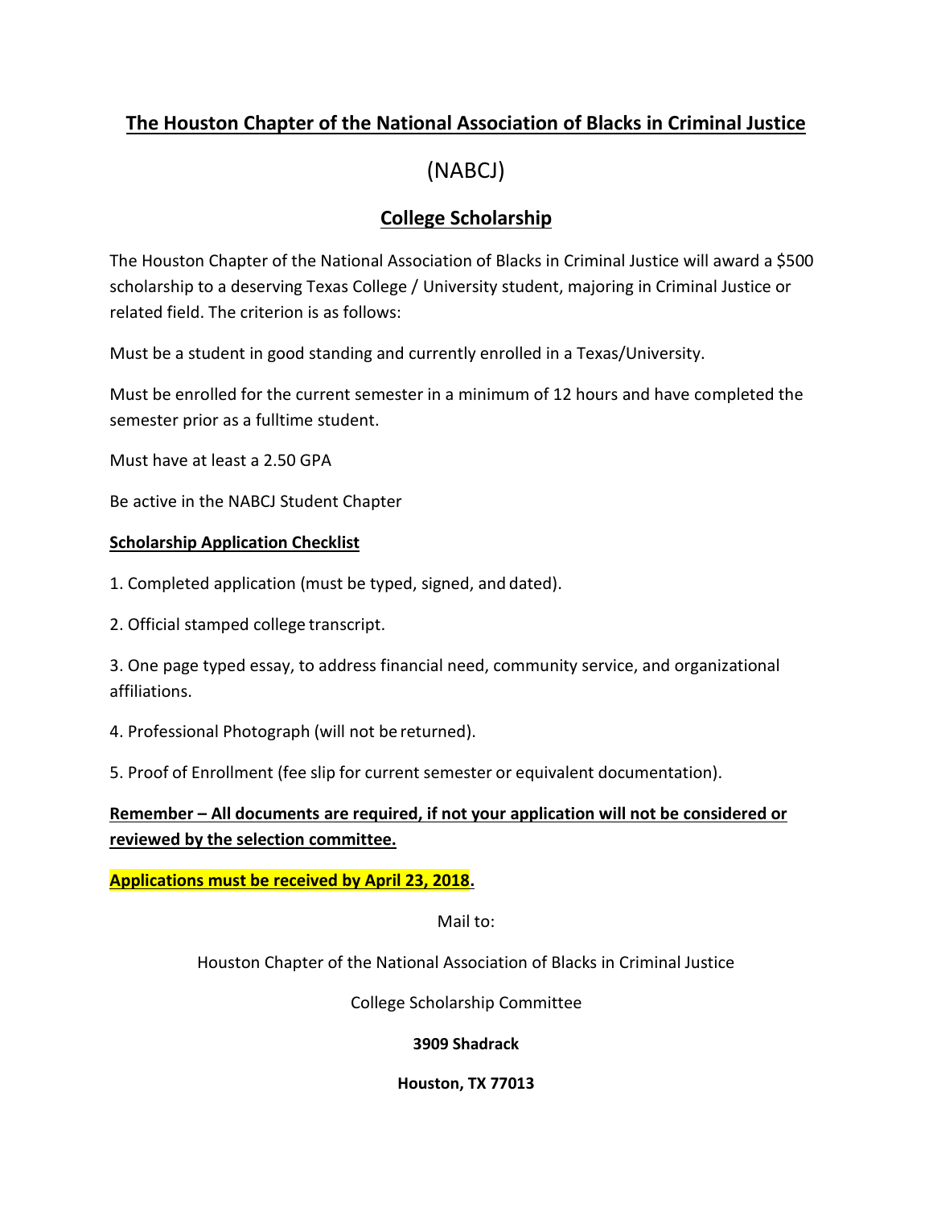# The Houston Chapter of the National Association of Blacks in Criminal Justice

# (NABCJ)

## College Scholarship

The Houston Chapter of the National Association of Blacks in Criminal Justice will award a $500 scholarship to a deserving Texas College / University student, majoring in Criminal Justice or related field. The criterion is as follows:

Must be a student in good standing and currently enrolled in a Texas/University.

Must be enrolled for the current semester in a minimum of 12 hours and have completed the semester prior as a fulltime student.

Must have at least a 2.50 GPA

Be active in the NABCJ Student Chapter

### Scholarship Application Checklist

1. Completed application (must be typed, signed, and dated).

2. Official stamped college transcript.

3. One page typed essay, to address financial need, community service, and organizational affiliations.

4. Professional Photograph (will not be returned).

5. Proof of Enrollment (fee slip for current semester or equivalent documentation).

**Remember – All documents are required, if not your application will not be considered or reviewed by the selection committee.**

**Applications must be received by April 23, 2018.**

Mail to:

Houston Chapter of the National Association of Blacks in Criminal Justice

College Scholarship Committee

**3909 Shadrack**

**Houston, TX 77013**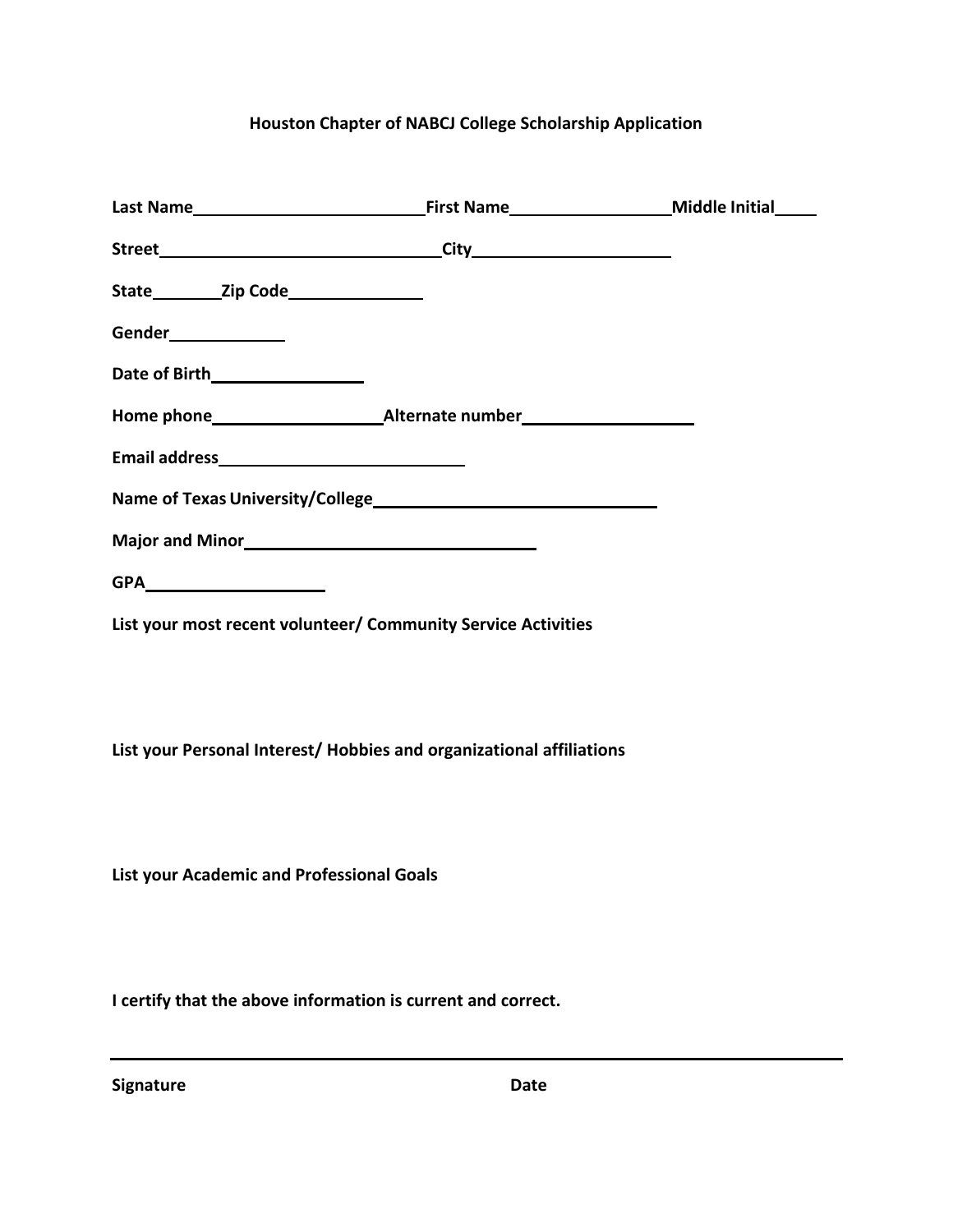# Houston Chapter of NABCJ College Scholarship Application

**Last Name**\_\_\_\_\_\_\_\_\_\_\_\_\_\_\_\_\_\_\_\_\_\_\_\_\_\_ **First Name**\_\_\_\_\_\_\_\_\_\_\_\_\_\_\_\_\_\_\_ **Middle Initial**\_\_\_\_

**Street**\_\_\_\_\_\_\_\_\_\_\_\_\_\_\_\_\_\_\_\_\_\_\_\_\_\_\_\_\_\_\_\_ **City**\_\_\_\_\_\_\_\_\_\_\_\_\_\_\_\_\_\_\_\_\_\_\_

**State**\_\_\_\_\_\_\_\_ **Zip Code**\_\_\_\_\_\_\_\_\_\_\_\_\_\_

**Gender**\_\_\_\_\_\_\_\_\_\_\_\_\_

**Date of Birth**\_\_\_\_\_\_\_\_\_\_\_\_\_\_\_\_\_

**Home phone**\_\_\_\_\_\_\_\_\_\_\_\_\_\_\_\_\_\_\_ **Alternate number**\_\_\_\_\_\_\_\_\_\_\_\_\_\_\_\_\_\_\_

**Email address**\_\_\_\_\_\_\_\_\_\_\_\_\_\_\_\_\_\_\_\_\_\_\_\_\_\_\_\_

**Name of Texas University/College**\_\_\_\_\_\_\_\_\_\_\_\_\_\_\_\_\_\_\_\_\_\_\_\_\_\_\_\_\_\_\_\_

**Major and Minor**\_\_\_\_\_\_\_\_\_\_\_\_\_\_\_\_\_\_\_\_\_\_\_\_\_\_\_\_\_\_\_\_\_

**GPA**\_\_\_\_\_\_\_\_\_\_\_\_\_\_\_\_\_\_\_\_

**List your most recent volunteer/ Community Service Activities**

**List your Personal Interest/ Hobbies and organizational affiliations**

**List your Academic and Professional Goals**

**I certify that the above information is current and correct.**

\_\_\_\_\_\_\_\_\_\_\_\_\_\_\_\_\_\_\_\_\_\_\_\_\_\_\_\_\_\_\_\_\_\_\_\_\_\_\_\_\_\_\_\_\_\_\_\_\_\_\_\_\_\_\_\_\_\_\_\_\_\_\_\_\_\_\_\_\_\_\_\_\_\_\_\_\_\_

**Signature** **Date**